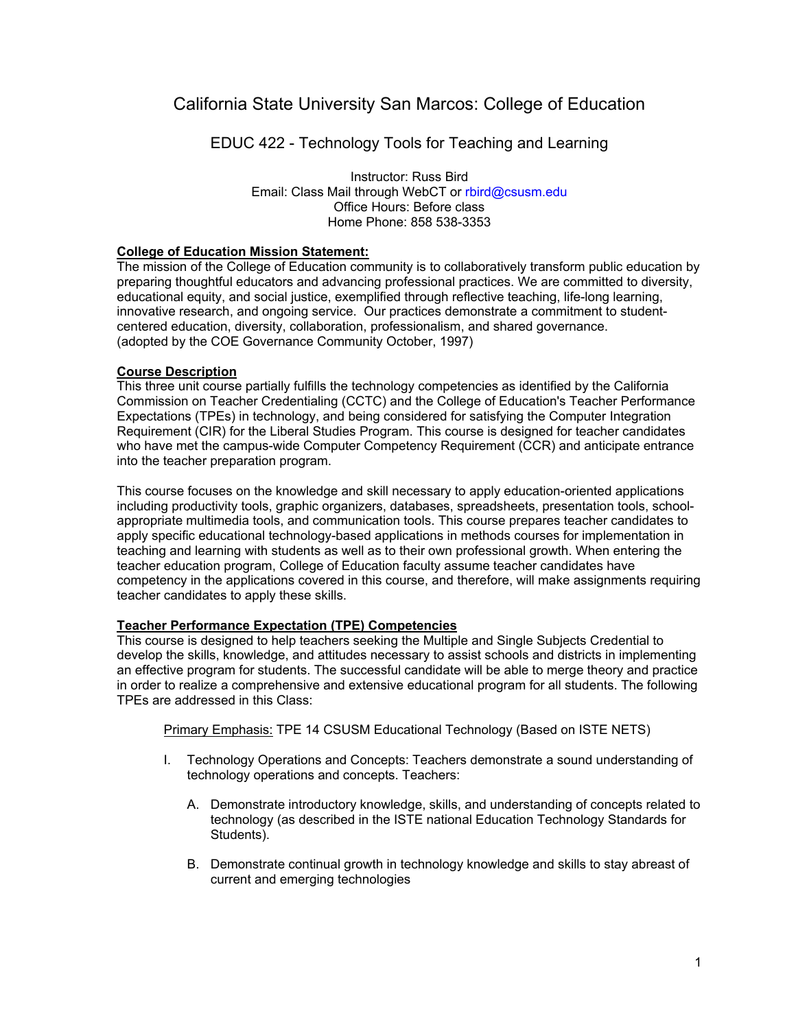# California State University San Marcos: College of Education

## EDUC 422 - Technology Tools for Teaching and Learning

Instructor: Russ Bird  
Email: Class Mail through WebCT or rbird@csusm.edu  
Office Hours: Before class  
Home Phone: 858 538-3353

**College of Education Mission Statement:**

The mission of the College of Education community is to collaboratively transform public education by preparing thoughtful educators and advancing professional practices. We are committed to diversity, educational equity, and social justice, exemplified through reflective teaching, life-long learning, innovative research, and ongoing service. Our practices demonstrate a commitment to student-centered education, diversity, collaboration, professionalism, and shared governance.  
(adopted by the COE Governance Community October, 1997)

**Course Description**

This three unit course partially fulfills the technology competencies as identified by the California Commission on Teacher Credentialing (CCTC) and the College of Education's Teacher Performance Expectations (TPEs) in technology, and being considered for satisfying the Computer Integration Requirement (CIR) for the Liberal Studies Program. This course is designed for teacher candidates who have met the campus-wide Computer Competency Requirement (CCR) and anticipate entrance into the teacher preparation program.

This course focuses on the knowledge and skill necessary to apply education-oriented applications including productivity tools, graphic organizers, databases, spreadsheets, presentation tools, school-appropriate multimedia tools, and communication tools. This course prepares teacher candidates to apply specific educational technology-based applications in methods courses for implementation in teaching and learning with students as well as to their own professional growth. When entering the teacher education program, College of Education faculty assume teacher candidates have competency in the applications covered in this course, and therefore, will make assignments requiring teacher candidates to apply these skills.

**Teacher Performance Expectation (TPE) Competencies**

This course is designed to help teachers seeking the Multiple and Single Subjects Credential to develop the skills, knowledge, and attitudes necessary to assist schools and districts in implementing an effective program for students. The successful candidate will be able to merge theory and practice in order to realize a comprehensive and extensive educational program for all students. The following TPEs are addressed in this Class:

Primary Emphasis: TPE 14 CSUSM Educational Technology (Based on ISTE NETS)

I. Technology Operations and Concepts: Teachers demonstrate a sound understanding of technology operations and concepts. Teachers:

   A. Demonstrate introductory knowledge, skills, and understanding of concepts related to technology (as described in the ISTE national Education Technology Standards for Students).

   B. Demonstrate continual growth in technology knowledge and skills to stay abreast of current and emerging technologies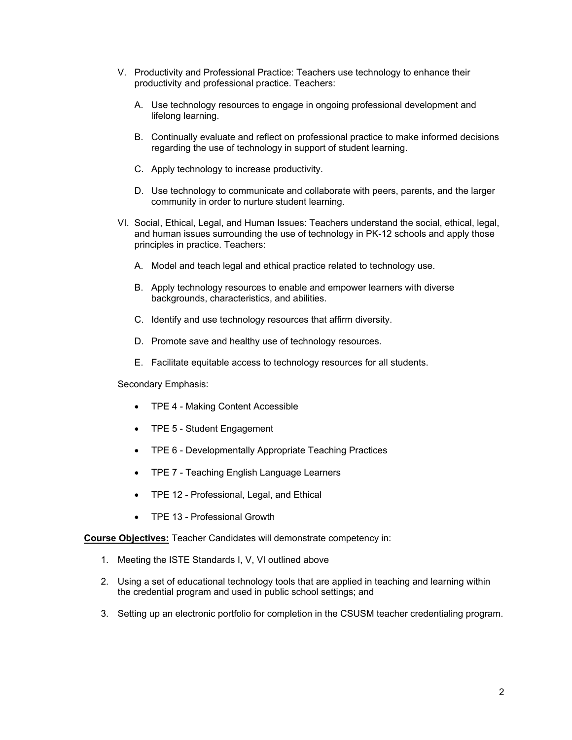V. Productivity and Professional Practice: Teachers use technology to enhance their productivity and professional practice. Teachers:

   A. Use technology resources to engage in ongoing professional development and lifelong learning.

   B. Continually evaluate and reflect on professional practice to make informed decisions regarding the use of technology in support of student learning.

   C. Apply technology to increase productivity.

   D. Use technology to communicate and collaborate with peers, parents, and the larger community in order to nurture student learning.

VI. Social, Ethical, Legal, and Human Issues: Teachers understand the social, ethical, legal, and human issues surrounding the use of technology in PK-12 schools and apply those principles in practice. Teachers:

   A. Model and teach legal and ethical practice related to technology use.

   B. Apply technology resources to enable and empower learners with diverse backgrounds, characteristics, and abilities.

   C. Identify and use technology resources that affirm diversity.

   D. Promote save and healthy use of technology resources.

   E. Facilitate equitable access to technology resources for all students.

<u>Secondary Emphasis:</u>

- TPE 4 - Making Content Accessible
- TPE 5 - Student Engagement
- TPE 6 - Developmentally Appropriate Teaching Practices
- TPE 7 - Teaching English Language Learners
- TPE 12 - Professional, Legal, and Ethical
- TPE 13 - Professional Growth

**<u>Course Objectives:</u>** Teacher Candidates will demonstrate competency in:

1. Meeting the ISTE Standards I, V, VI outlined above
2. Using a set of educational technology tools that are applied in teaching and learning within the credential program and used in public school settings; and
3. Setting up an electronic portfolio for completion in the CSUSM teacher credentialing program.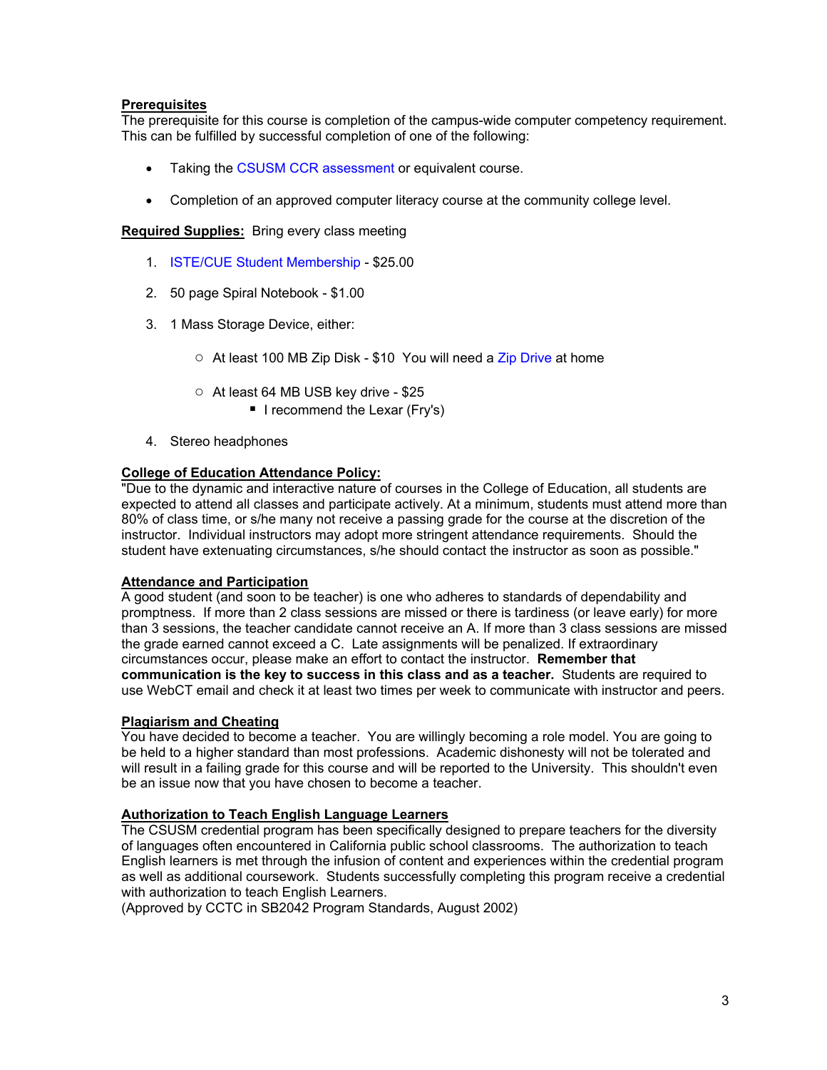**Prerequisites**

The prerequisite for this course is completion of the campus-wide computer competency requirement. This can be fulfilled by successful completion of one of the following:

- Taking the CSUSM CCR assessment or equivalent course.
- Completion of an approved computer literacy course at the community college level.

**Required Supplies:** Bring every class meeting

1. ISTE/CUE Student Membership - $25.00
2. 50 page Spiral Notebook - $1.00
3. 1 Mass Storage Device, either:
    - At least 100 MB Zip Disk - $10 You will need a Zip Drive at home
    - At least 64 MB USB key drive - $25
        - I recommend the Lexar (Fry's)
4. Stereo headphones

**College of Education Attendance Policy:**

"Due to the dynamic and interactive nature of courses in the College of Education, all students are expected to attend all classes and participate actively. At a minimum, students must attend more than 80% of class time, or s/he many not receive a passing grade for the course at the discretion of the instructor. Individual instructors may adopt more stringent attendance requirements. Should the student have extenuating circumstances, s/he should contact the instructor as soon as possible."

**Attendance and Participation**

A good student (and soon to be teacher) is one who adheres to standards of dependability and promptness. If more than 2 class sessions are missed or there is tardiness (or leave early) for more than 3 sessions, the teacher candidate cannot receive an A. If more than 3 class sessions are missed the grade earned cannot exceed a C. Late assignments will be penalized. If extraordinary circumstances occur, please make an effort to contact the instructor. **Remember that communication is the key to success in this class and as a teacher.** Students are required to use WebCT email and check it at least two times per week to communicate with instructor and peers.

**Plagiarism and Cheating**

You have decided to become a teacher. You are willingly becoming a role model. You are going to be held to a higher standard than most professions. Academic dishonesty will not be tolerated and will result in a failing grade for this course and will be reported to the University. This shouldn't even be an issue now that you have chosen to become a teacher.

**Authorization to Teach English Language Learners**

The CSUSM credential program has been specifically designed to prepare teachers for the diversity of languages often encountered in California public school classrooms. The authorization to teach English learners is met through the infusion of content and experiences within the credential program as well as additional coursework. Students successfully completing this program receive a credential with authorization to teach English Learners.
(Approved by CCTC in SB2042 Program Standards, August 2002)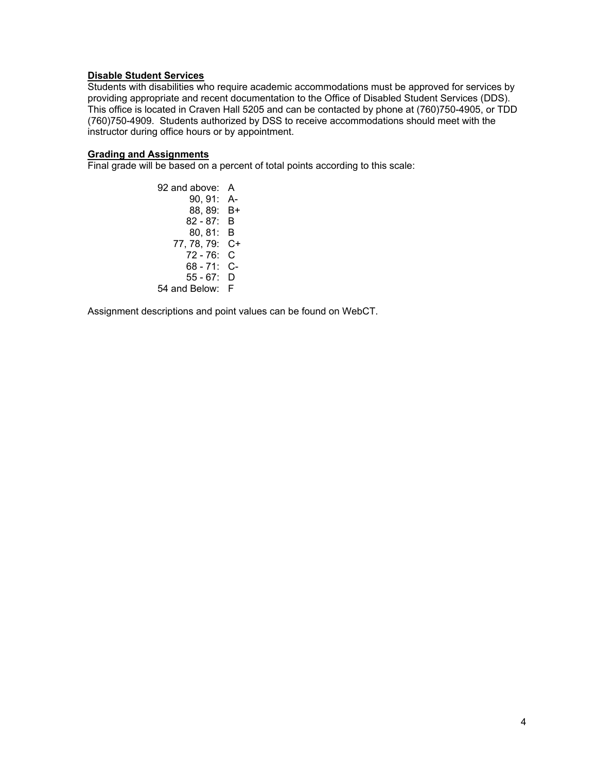**Disable Student Services**

Students with disabilities who require academic accommodations must be approved for services by providing appropriate and recent documentation to the Office of Disabled Student Services (DDS). This office is located in Craven Hall 5205 and can be contacted by phone at (760)750-4905, or TDD (760)750-4909. Students authorized by DSS to receive accommodations should meet with the instructor during office hours or by appointment.

**Grading and Assignments**

Final grade will be based on a percent of total points according to this scale:

| | |
|---|---|
| 92 and above: | A |
| 90, 91: | A- |
| 88, 89: | B+ |
| 82 - 87: | B |
| 80, 81: | B |
| 77, 78, 79: | C+ |
| 72 - 76: | C |
| 68 - 71: | C- |
| 55 - 67: | D |
| 54 and Below: | F |

Assignment descriptions and point values can be found on WebCT.